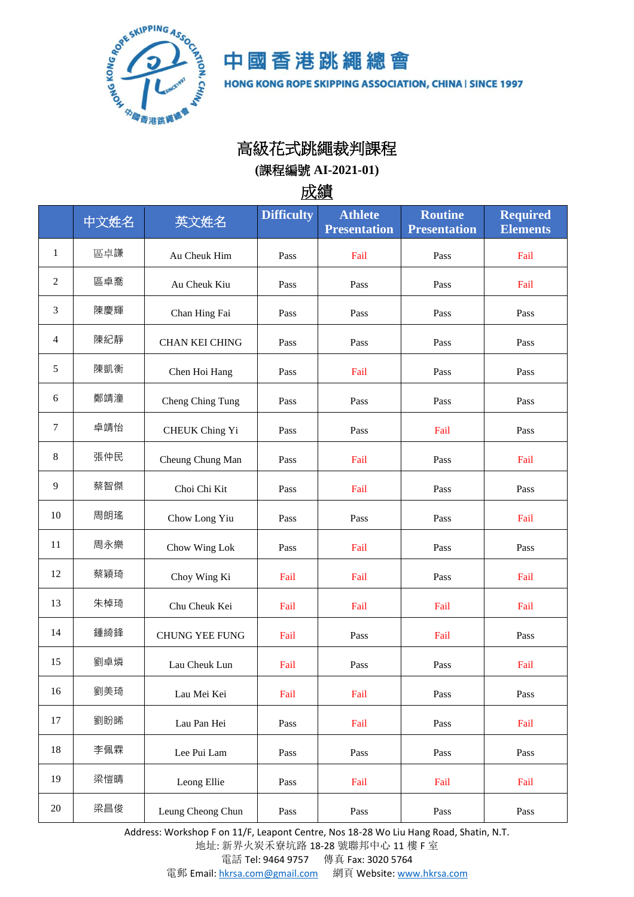中國香港跳繩總會

HONG KONG ROPE SKIPPING ASSOCIATION, CHINA | SINCE 1997

# 高級花式跳繩裁判課程

**(課程編號 AI-2021-01)**

## 成績

| | 中文姓名 | 英文姓名 | Difficulty | Athlete Presentation | Routine Presentation | Required Elements |
|---|---|---|---|---|---|---|
| 1 | 區卓謙 | Au Cheuk Him | Pass | Fail | Pass | Fail |
| 2 | 區卓喬 | Au Cheuk Kiu | Pass | Pass | Pass | Fail |
| 3 | 陳慶輝 | Chan Hing Fai | Pass | Pass | Pass | Pass |
| 4 | 陳紀靜 | CHAN KEI CHING | Pass | Pass | Pass | Pass |
| 5 | 陳凱衡 | Chen Hoi Hang | Pass | Fail | Pass | Pass |
| 6 | 鄭靖潼 | Cheng Ching Tung | Pass | Pass | Pass | Pass |
| 7 | 卓靖怡 | CHEUK Ching Yi | Pass | Pass | Fail | Pass |
| 8 | 張仲民 | Cheung Chung Man | Pass | Fail | Pass | Fail |
| 9 | 蔡智傑 | Choi Chi Kit | Pass | Fail | Pass | Pass |
| 10 | 周朗瑤 | Chow Long Yiu | Pass | Pass | Pass | Fail |
| 11 | 周永樂 | Chow Wing Lok | Pass | Fail | Pass | Pass |
| 12 | 蔡穎琦 | Choy Wing Ki | Fail | Fail | Pass | Fail |
| 13 | 朱棹琦 | Chu Cheuk Kei | Fail | Fail | Fail | Fail |
| 14 | 鍾綺鋒 | CHUNG YEE FUNG | Fail | Pass | Fail | Pass |
| 15 | 劉卓燐 | Lau Cheuk Lun | Fail | Pass | Pass | Fail |
| 16 | 劉美琦 | Lau Mei Kei | Fail | Fail | Pass | Pass |
| 17 | 劉盼晞 | Lau Pan Hei | Pass | Fail | Pass | Fail |
| 18 | 李佩霖 | Lee Pui Lam | Pass | Pass | Pass | Pass |
| 19 | 梁愷晴 | Leong Ellie | Pass | Fail | Fail | Fail |
| 20 | 梁昌俊 | Leung Cheong Chun | Pass | Pass | Pass | Pass |

Address: Workshop F on 11/F, Leapont Centre, Nos 18-28 Wo Liu Hang Road, Shatin, N.T.
地址: 新界火炭禾寮坑路 18-28 號聯邦中心 11 樓 F 室
電話 Tel: 9464 9757　　傳真 Fax: 3020 5764
電郵 Email: hkrsa.com@gmail.com　　網頁 Website: www.hkrsa.com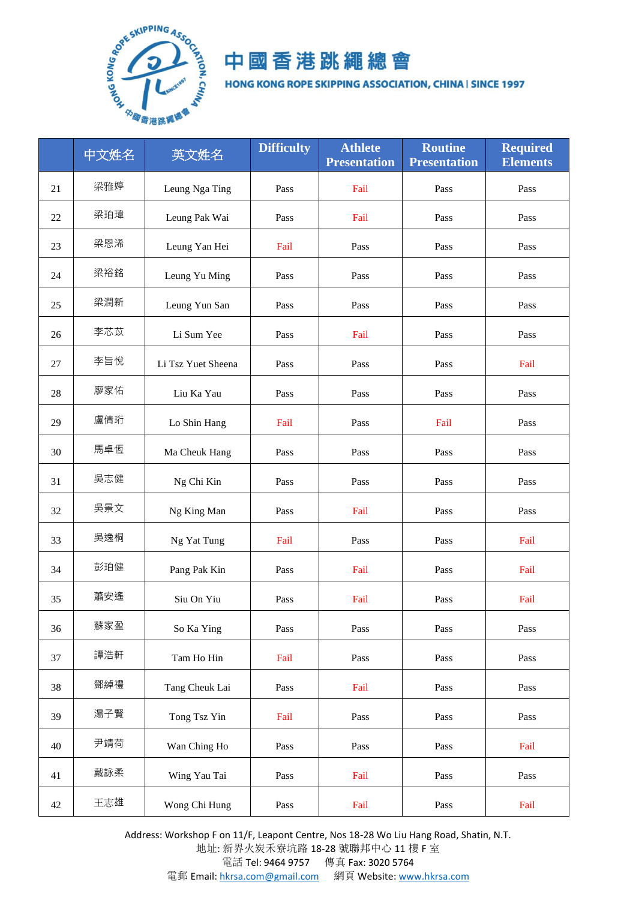中國香港跳繩總會

HONG KONG ROPE SKIPPING ASSOCIATION, CHINA | SINCE 1997

| | 中文姓名 | 英文姓名 | Difficulty | Athlete Presentation | Routine Presentation | Required Elements |
|---|---|---|---|---|---|---|
| 21 | 梁雅婷 | Leung Nga Ting | Pass | Fail | Pass | Pass |
| 22 | 梁珀瑋 | Leung Pak Wai | Pass | Fail | Pass | Pass |
| 23 | 梁恩浠 | Leung Yan Hei | Fail | Pass | Pass | Pass |
| 24 | 梁裕銘 | Leung Yu Ming | Pass | Pass | Pass | Pass |
| 25 | 梁潤新 | Leung Yun San | Pass | Pass | Pass | Pass |
| 26 | 李芯苡 | Li Sum Yee | Pass | Fail | Pass | Pass |
| 27 | 李旨悅 | Li Tsz Yuet Sheena | Pass | Pass | Pass | Fail |
| 28 | 廖家佑 | Liu Ka Yau | Pass | Pass | Pass | Pass |
| 29 | 盧倩珩 | Lo Shin Hang | Fail | Pass | Fail | Pass |
| 30 | 馬卓恆 | Ma Cheuk Hang | Pass | Pass | Pass | Pass |
| 31 | 吳志健 | Ng Chi Kin | Pass | Pass | Pass | Pass |
| 32 | 吳景文 | Ng King Man | Pass | Fail | Pass | Pass |
| 33 | 吳逸桐 | Ng Yat Tung | Fail | Pass | Pass | Fail |
| 34 | 彭珀健 | Pang Pak Kin | Pass | Fail | Pass | Fail |
| 35 | 蕭安遙 | Siu On Yiu | Pass | Fail | Pass | Fail |
| 36 | 蘇家盈 | So Ka Ying | Pass | Pass | Pass | Pass |
| 37 | 譚浩軒 | Tam Ho Hin | Fail | Pass | Pass | Pass |
| 38 | 鄧綽禮 | Tang Cheuk Lai | Pass | Fail | Pass | Pass |
| 39 | 湯子賢 | Tong Tsz Yin | Fail | Pass | Pass | Pass |
| 40 | 尹靖荷 | Wan Ching Ho | Pass | Pass | Pass | Fail |
| 41 | 戴詠柔 | Wing Yau Tai | Pass | Fail | Pass | Pass |
| 42 | 王志雄 | Wong Chi Hung | Pass | Fail | Pass | Fail |

Address: Workshop F on 11/F, Leapont Centre, Nos 18-28 Wo Liu Hang Road, Shatin, N.T.
地址: 新界火炭禾寮坑路 18-28 號聯邦中心 11 樓 F 室
電話 Tel: 9464 9757　傳真 Fax: 3020 5764
電郵 Email: hkrsa.com@gmail.com　網頁 Website: www.hkrsa.com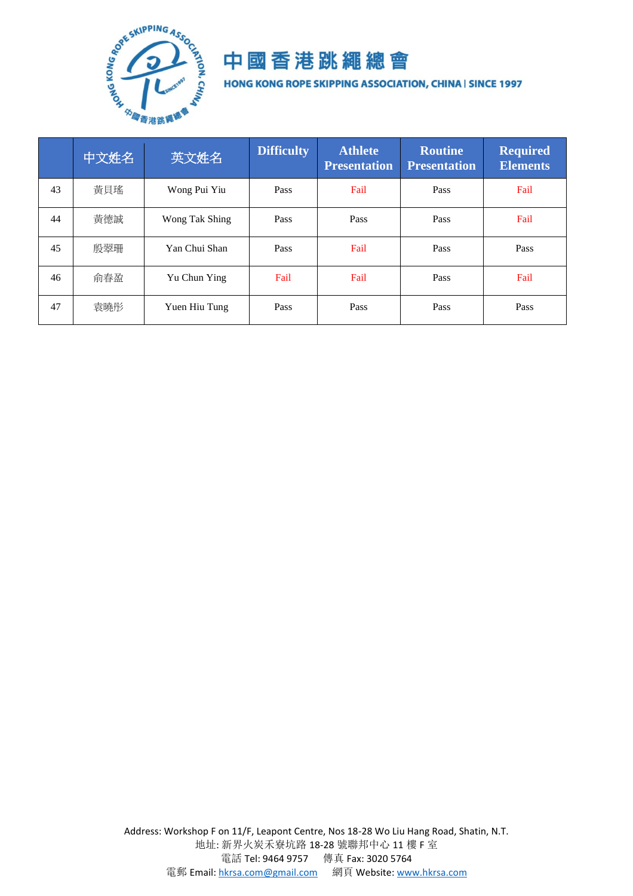# 中國香港跳繩總會

HONG KONG ROPE SKIPPING ASSOCIATION, CHINA | SINCE 1997

| | 中文姓名 | 英文姓名 | Difficulty | Athlete Presentation | Routine Presentation | Required Elements |
|---|---|---|---|---|---|---|
| 43 | 黃貝瑤 | Wong Pui Yiu | Pass | Fail | Pass | Fail |
| 44 | 黃德誠 | Wong Tak Shing | Pass | Pass | Pass | Fail |
| 45 | 殷翠珊 | Yan Chui Shan | Pass | Fail | Pass | Pass |
| 46 | 俞春盈 | Yu Chun Ying | Fail | Fail | Pass | Fail |
| 47 | 袁曉彤 | Yuen Hiu Tung | Pass | Pass | Pass | Pass |

Address: Workshop F on 11/F, Leapont Centre, Nos 18-28 Wo Liu Hang Road, Shatin, N.T.
地址: 新界火炭禾寮坑路 18-28 號聯邦中心 11 樓 F 室
電話 Tel: 9464 9757　傳真 Fax: 3020 5764
電郵 Email: hkrsa.com@gmail.com　網頁 Website: www.hkrsa.com